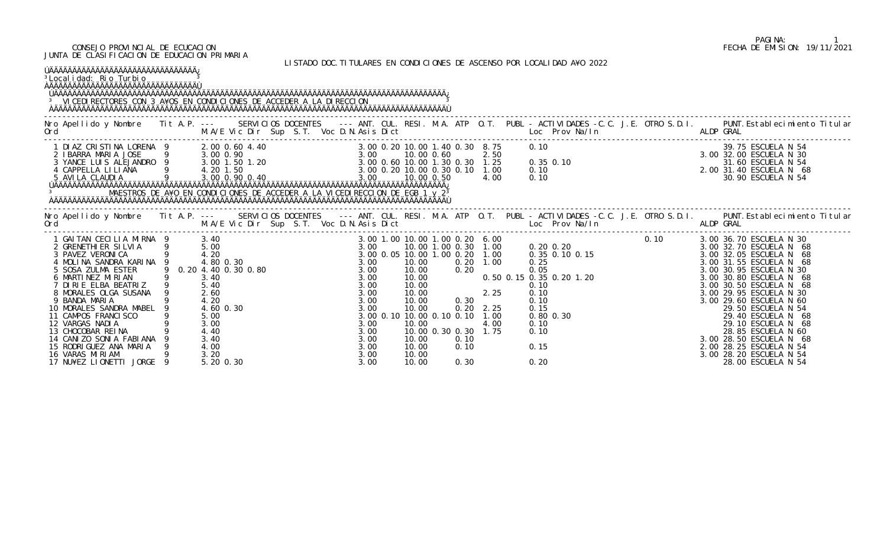CONSEJO PROVINCIAL DE ECUCACION
JUNTA DE CLASIFICACION DE EDUCACION PRIMARIA

PAGINA: 1
FECHA DE EMISION: 19/11/2021

LISTADO DOC.TITULARES EN CONDICIONES DE ASCENSO POR LOCALIDAD A¥O 2022

Localidad: Rio Turbio

## VICEDIRECTORES CON 3 A¥OS EN CONDICIONES DE ACCEDER A LA DIRECCION

| Nro Ord | Apellido y Nombre | Tit | A.P. | M.A/E | Vic | Dir | ANT. | CUL. | RESI. | M.A. | ATP | O.T. | PUBL | Loc | Prov | Na/In | S.D.I. | ALDP | GRAL | Establecimiento Titular |
|---|---|---|---|---|---|---|---|---|---|---|---|---|---|---|---|---|---|---|---|---|
| 1 | DIAZ CRISTINA LORENA | 9 | | 2.00 | 0.60 | 4.40 | 3.00 | 0.20 | 10.00 | 1.40 | 0.30 | 8.75 | | 0.10 | | | | | 39.75 | ESCUELA N 54 |
| 2 | IBARRA MARIA JOSE | 9 | | 3.00 | 0.90 | | 3.00 | | 10.00 | 0.60 | | 2.50 | | | | | | 3.00 | 32.00 | ESCUELA N 30 |
| 3 | YANCE LUIS ALEJANDRO | 9 | | 3.00 | 1.50 | 1.20 | 3.00 | 0.60 | 10.00 | 1.30 | 0.30 | 1.25 | | 0.35 | 0.10 | | | | 31.60 | ESCUELA N 54 |
| 4 | CAPPELLA LILIANA | 9 | | 4.20 | 1.50 | | 3.00 | 0.20 | 10.00 | 0.30 | 0.10 | 1.00 | | 0.10 | | | | 2.00 | 31.40 | ESCUELA N 68 |
| 5 | AVILA CLAUDIA | 9 | | 3.00 | 0.90 | 0.40 | 3.00 | | 10.00 | 0.50 | | 4.00 | | 0.10 | | | | | 30.90 | ESCUELA N 54 |

## MAESTROS DE A¥O EN CONDICIONES DE ACCEDER A LA VICEDIRECCION DE EGB 1 y 2

| Nro Ord | Apellido y Nombre | Tit | A.P. | M.A/E | Vic | Dir | ANT. | CUL. | RESI. | M.A. | ATP | O.T. | PUBL | Loc | Prov | Na/In | S.D.I. | ALDP | GRAL | Establecimiento Titular |
|---|---|---|---|---|---|---|---|---|---|---|---|---|---|---|---|---|---|---|---|---|
| 1 | GAITAN CECILIA MIRNA | 9 | | 3.40 | | | 3.00 | 1.00 | 10.00 | 1.00 | 0.20 | 6.00 | | | | | 0.10 | 3.00 | 36.70 | ESCUELA N 30 |
| 2 | GRENETHIER SILVIA | 9 | | 5.00 | | | 3.00 | | 10.00 | 1.00 | 0.30 | 1.00 | | 0.20 | 0.20 | | | 3.00 | 32.70 | ESCUELA N 68 |
| 3 | PAVEZ VERONICA | 9 | | 4.20 | | | 3.00 | 0.05 | 10.00 | 1.00 | 0.20 | 1.00 | | 0.35 | 0.10 | 0.15 | | 3.00 | 32.05 | ESCUELA N 68 |
| 4 | MOLINA SANDRA KARINA | 9 | | 4.80 | 0.30 | | 3.00 | | 10.00 | | 0.20 | 1.00 | | 0.25 | | | | 3.00 | 31.55 | ESCUELA N 68 |
| 5 | SOSA ZULMA ESTER | 9 | 0.20 | 4.40 | 0.30 | 0.80 | 3.00 | | 10.00 | | 0.20 | | | 0.05 | | | | 3.00 | 30.95 | ESCUELA N 30 |
| 6 | MARTINEZ MIRIAN | 9 | | 3.40 | | | 3.00 | | 10.00 | | | | 0.50 0.15 | 0.35 | 0.20 | 1.20 | | 3.00 | 30.80 | ESCUELA N 68 |
| 7 | DIRIE ELBA BEATRIZ | 9 | | 5.40 | | | 3.00 | | 10.00 | | | | | 0.10 | | | | 3.00 | 30.50 | ESCUELA N 68 |
| 8 | MORALES OLGA SUSANA | 9 | | 2.60 | | | 3.00 | | 10.00 | | | 2.25 | | 0.10 | | | | 3.00 | 29.95 | ESCUELA N 30 |
| 9 | BANDA MARIA | 9 | | 4.20 | | | 3.00 | | 10.00 | | 0.30 | | | 0.10 | | | | 3.00 | 29.60 | ESCUELA N 60 |
| 10 | MORALES SANDRA MABEL | 9 | | 4.60 | 0.30 | | 3.00 | | 10.00 | | 0.20 | 2.25 | | 0.15 | | | | | 29.50 | ESCUELA N 54 |
| 11 | CAMPOS FRANCISCO | 9 | | 5.00 | | | 3.00 | 0.10 | 10.00 | 0.10 | 0.10 | 1.00 | | 0.80 | 0.30 | | | | 29.40 | ESCUELA N 68 |
| 12 | VARGAS NADIA | 9 | | 3.00 | | | 3.00 | | 10.00 | | | 4.00 | | 0.10 | | | | | 29.10 | ESCUELA N 68 |
| 13 | CHOCOBAR REINA | 9 | | 4.40 | | | 3.00 | | 10.00 | 0.30 | 0.30 | 1.75 | | 0.10 | | | | | 28.85 | ESCUELA N 60 |
| 14 | CANIZO SONIA FABIANA | 9 | | 3.40 | | | 3.00 | | 10.00 | | 0.10 | | | | | | | 3.00 | 28.50 | ESCUELA N 68 |
| 15 | RODRIGUEZ ANA MARIA | 9 | | 4.00 | | | 3.00 | | 10.00 | | 0.10 | | | 0.15 | | | | 2.00 | 28.25 | ESCUELA N 54 |
| 16 | VARAS MIRIAM | 9 | | 3.20 | | | 3.00 | | 10.00 | | | | | | | | | 3.00 | 28.20 | ESCUELA N 54 |
| 17 | NU¥EZ LIONETTI JORGE | 9 | | 5.20 | 0.30 | | 3.00 | | 10.00 | | 0.30 | | | 0.20 | | | | | 28.00 | ESCUELA N 54 |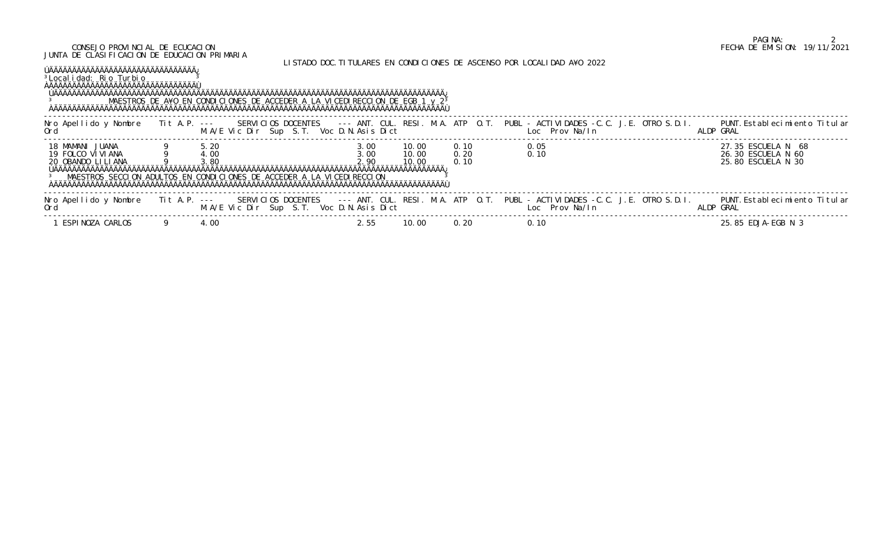CONSEJO PROVINCIAL DE ECUCACION
JUNTA DE CLASIFICACION DE EDUCACION PRIMARIA

FECHA DE EMISION: 19/11/2021

LISTADO DOC.TITULARES EN CONDICIONES DE ASCENSO POR LOCALIDAD A¥O 2022

Localidad: Rio Turbio

MAESTROS DE A¥O EN CONDICIONES DE ACCEDER A LA VICEDIRECCION DE EGB 1 y 2

| Nro Ord | Apellido y Nombre | Tit | A.P. | M.A/E | Vic | Dir | Sup | S.T. | Voc | D.N. | Asis | Dict | ANT. | CUL. | RESI. | M.A. | ATP | O.T. | PUBL | Loc | Prov | Na/In | C.C. | J.E. | OTRO | S.D.I. | ALDP | PUNT. GRAL | Establecimiento Titular |
|---|---|---|---|---|---|---|---|---|---|---|---|---|---|---|---|---|---|---|---|---|---|---|---|---|---|---|---|---|---|
| 18 | MAMANI JUANA | 9 | 5.20 | | | | | | | | | | 3.00 | 10.00 | 0.10 | | | | 0.05 | | | | | | | | | 27.35 | ESCUELA N 68 |
| 19 | FOLCO VIVIANA | 9 | 4.00 | | | | | | | | | | 3.00 | 10.00 | 0.20 | | | | 0.10 | | | | | | | | | 26.30 | ESCUELA N 60 |
| 20 | OBANDO LILIANA | 9 | 3.80 | | | | | | | | | | 2.90 | 10.00 | 0.10 | | | | | | | | | | | | | 25.80 | ESCUELA N 30 |

MAESTROS SECCION ADULTOS EN CONDICIONES DE ACCEDER A LA VICEDIRECCION

| Nro Ord | Apellido y Nombre | Tit | A.P. | M.A/E | Vic | Dir | Sup | S.T. | Voc | D.N. | Asis | Dict | ANT. | CUL. | RESI. | M.A. | ATP | O.T. | PUBL | Loc | Prov | Na/In | C.C. | J.E. | OTRO | S.D.I. | ALDP | PUNT. GRAL | Establecimiento Titular |
|---|---|---|---|---|---|---|---|---|---|---|---|---|---|---|---|---|---|---|---|---|---|---|---|---|---|---|---|---|---|
| 1 | ESPINOZA CARLOS | 9 | 4.00 | | | | | | | | | | 2.55 | 10.00 | 0.20 | | | | 0.10 | | | | | | | | | 25.85 | EDJA-EGB N 3 |